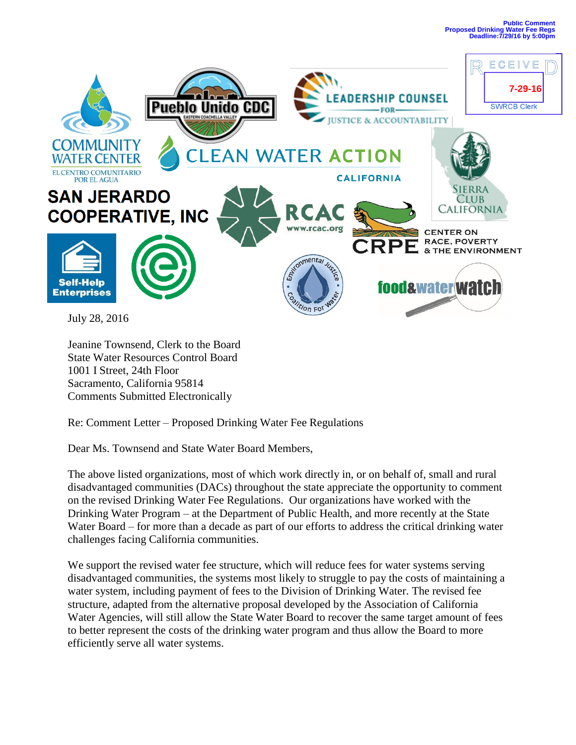Public Comment
Proposed Drinking Water Fee Regs
Deadline:7/29/16 by 5:00pm

RECEIVED
7-29-16
SWRCB Clerk

COMMUNITY WATER CENTER
EL CENTRO COMUNITARIO POR EL AGUA

Pueblo Unido CDC
EASTERN COACHELLA VALLEY

LEADERSHIP COUNSEL FOR JUSTICE & ACCOUNTABILITY

CLEAN WATER ACTION CALIFORNIA

SIERRA CLUB CALIFORNIA

SAN JERARDO COOPERATIVE, INC

RCAC
www.rcac.org

CRPE CENTER ON RACE, POVERTY & THE ENVIRONMENT

Self-Help Enterprises

Environmental Justice Coalition For Water

food&water watch

July 28, 2016

Jeanine Townsend, Clerk to the Board
State Water Resources Control Board
1001 I Street, 24th Floor
Sacramento, California 95814
Comments Submitted Electronically

Re: Comment Letter – Proposed Drinking Water Fee Regulations

Dear Ms. Townsend and State Water Board Members,

The above listed organizations, most of which work directly in, or on behalf of, small and rural disadvantaged communities (DACs) throughout the state appreciate the opportunity to comment on the revised Drinking Water Fee Regulations. Our organizations have worked with the Drinking Water Program – at the Department of Public Health, and more recently at the State Water Board – for more than a decade as part of our efforts to address the critical drinking water challenges facing California communities.

We support the revised water fee structure, which will reduce fees for water systems serving disadvantaged communities, the systems most likely to struggle to pay the costs of maintaining a water system, including payment of fees to the Division of Drinking Water. The revised fee structure, adapted from the alternative proposal developed by the Association of California Water Agencies, will still allow the State Water Board to recover the same target amount of fees to better represent the costs of the drinking water program and thus allow the Board to more efficiently serve all water systems.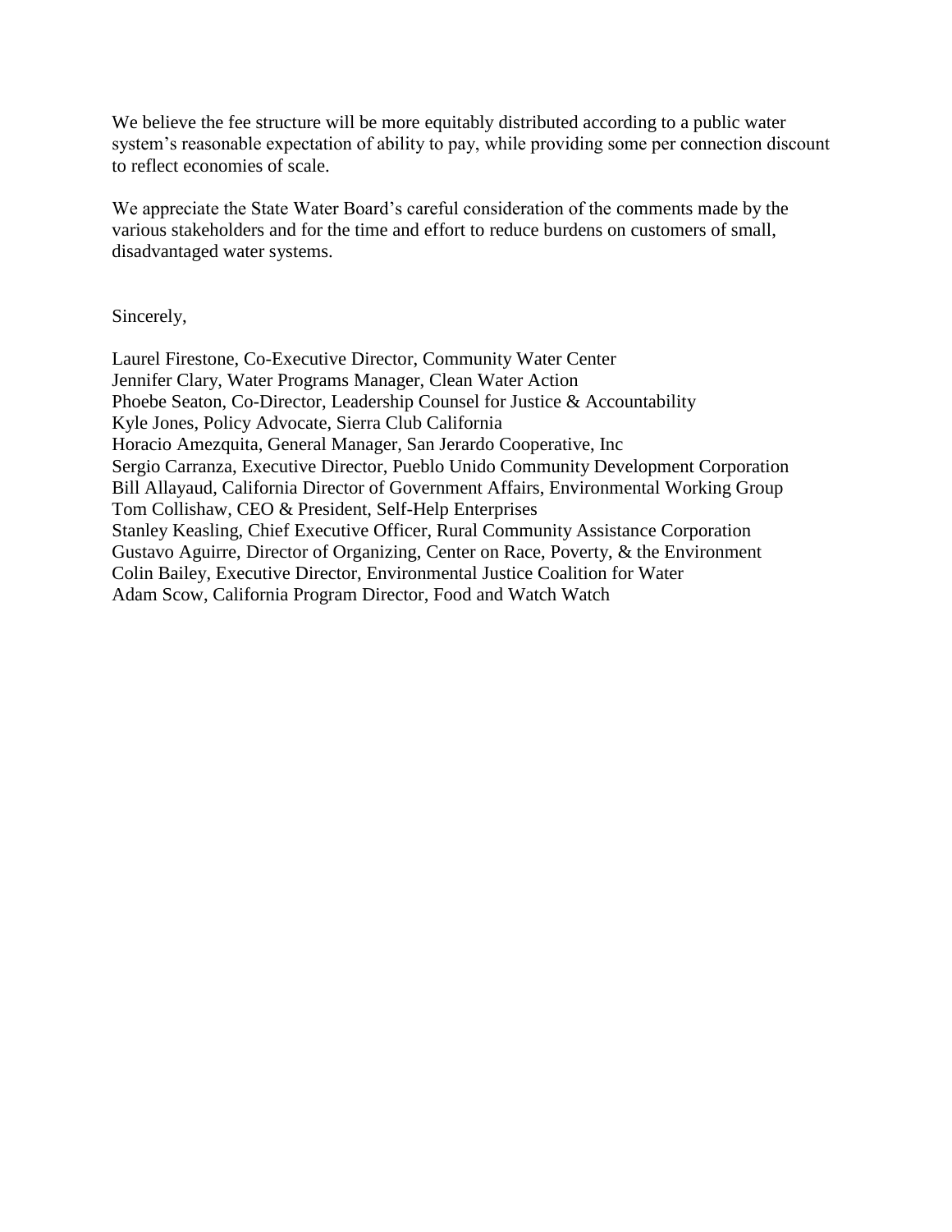We believe the fee structure will be more equitably distributed according to a public water system's reasonable expectation of ability to pay, while providing some per connection discount to reflect economies of scale.

We appreciate the State Water Board's careful consideration of the comments made by the various stakeholders and for the time and effort to reduce burdens on customers of small, disadvantaged water systems.

Sincerely,

Laurel Firestone, Co-Executive Director, Community Water Center
Jennifer Clary, Water Programs Manager, Clean Water Action
Phoebe Seaton, Co-Director, Leadership Counsel for Justice & Accountability
Kyle Jones, Policy Advocate, Sierra Club California
Horacio Amezquita, General Manager, San Jerardo Cooperative, Inc
Sergio Carranza, Executive Director, Pueblo Unido Community Development Corporation
Bill Allayaud, California Director of Government Affairs, Environmental Working Group
Tom Collishaw, CEO & President, Self-Help Enterprises
Stanley Keasling, Chief Executive Officer, Rural Community Assistance Corporation
Gustavo Aguirre, Director of Organizing, Center on Race, Poverty, & the Environment
Colin Bailey, Executive Director, Environmental Justice Coalition for Water
Adam Scow, California Program Director, Food and Watch Watch